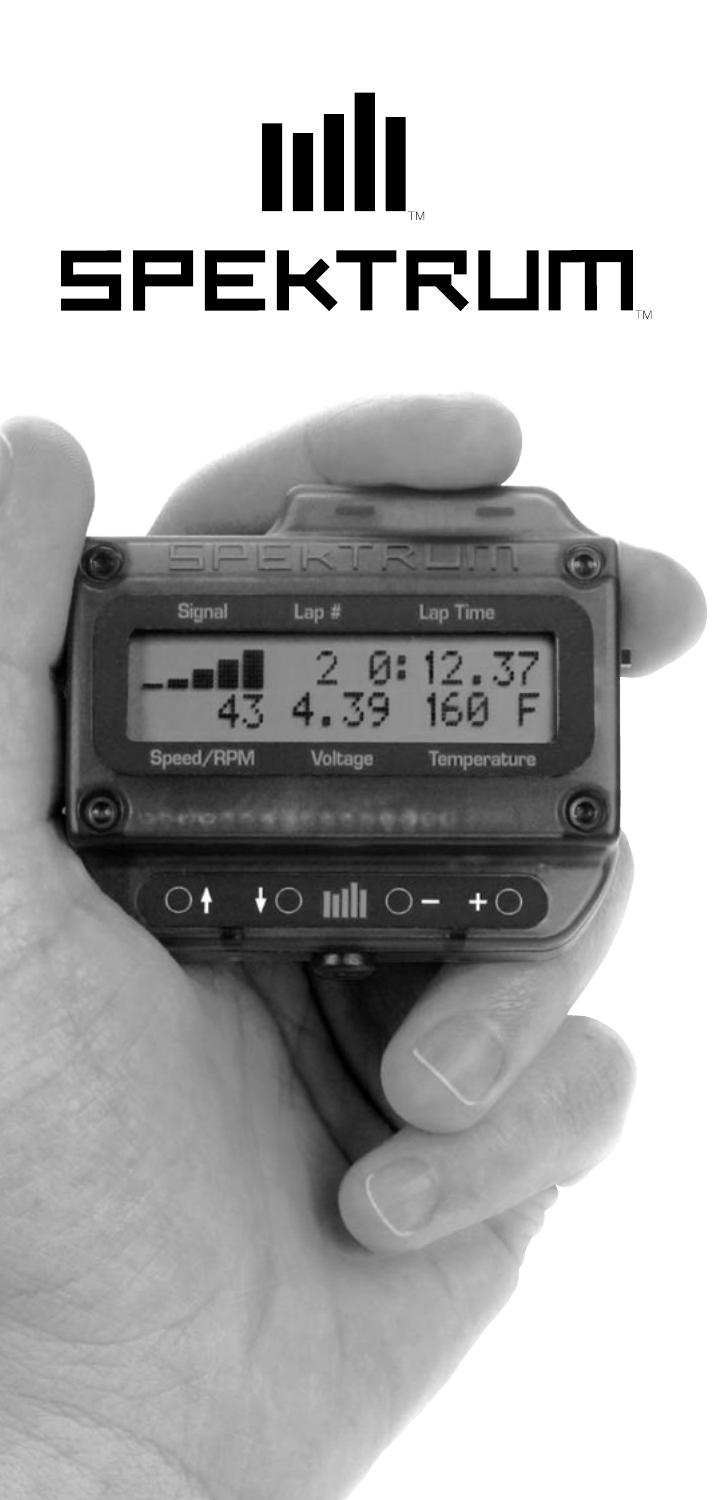# SPEKTRUM™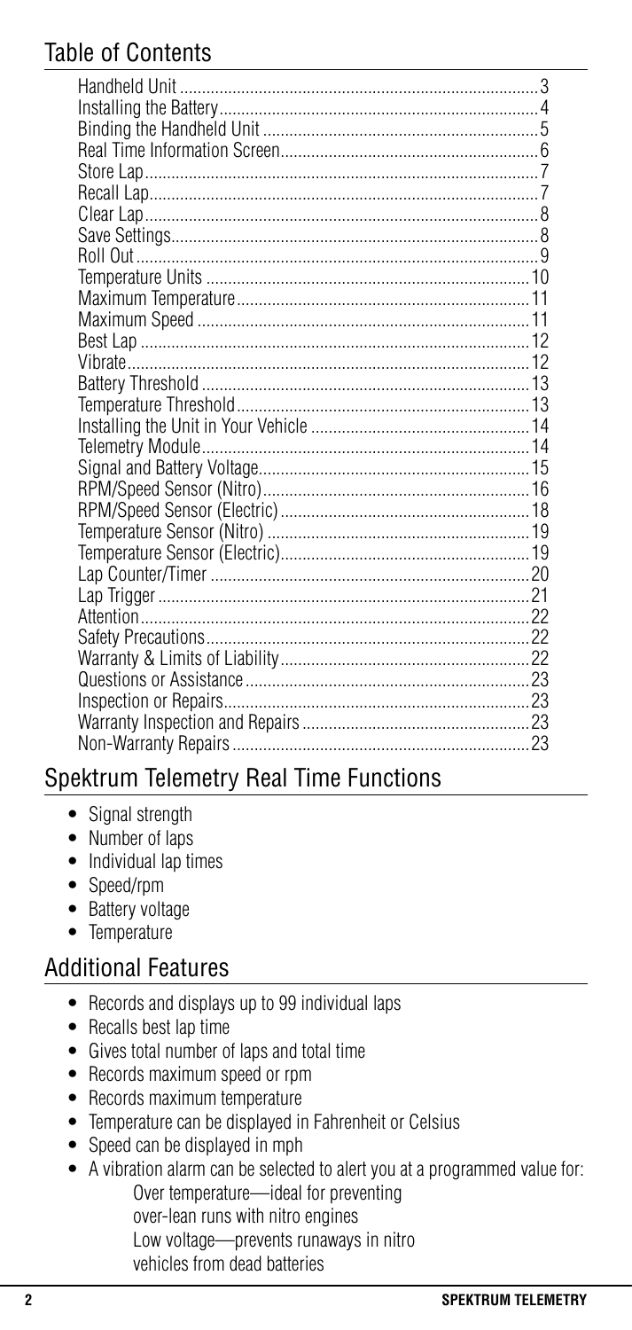## Table of Contents

| | |
|---|---|
| Handheld Unit | 3 |
| Installing the Battery | 4 |
| Binding the Handheld Unit | 5 |
| Real Time Information Screen | 6 |
| Store Lap | 7 |
| Recall Lap | 7 |
| Clear Lap | 8 |
| Save Settings | 8 |
| Roll Out | 9 |
| Temperature Units | 10 |
| Maximum Temperature | 11 |
| Maximum Speed | 11 |
| Best Lap | 12 |
| Vibrate | 12 |
| Battery Threshold | 13 |
| Temperature Threshold | 13 |
| Installing the Unit in Your Vehicle | 14 |
| Telemetry Module | 14 |
| Signal and Battery Voltage | 15 |
| RPM/Speed Sensor (Nitro) | 16 |
| RPM/Speed Sensor (Electric) | 18 |
| Temperature Sensor (Nitro) | 19 |
| Temperature Sensor (Electric) | 19 |
| Lap Counter/Timer | 20 |
| Lap Trigger | 21 |
| Attention | 22 |
| Safety Precautions | 22 |
| Warranty & Limits of Liability | 22 |
| Questions or Assistance | 23 |
| Inspection or Repairs | 23 |
| Warranty Inspection and Repairs | 23 |
| Non-Warranty Repairs | 23 |

## Spektrum Telemetry Real Time Functions

- Signal strength
- Number of laps
- Individual lap times
- Speed/rpm
- Battery voltage
- Temperature

## Additional Features

- Records and displays up to 99 individual laps
- Recalls best lap time
- Gives total number of laps and total time
- Records maximum speed or rpm
- Records maximum temperature
- Temperature can be displayed in Fahrenheit or Celsius
- Speed can be displayed in mph
- A vibration alarm can be selected to alert you at a programmed value for:
  Over temperature—ideal for preventing over-lean runs with nitro engines
  Low voltage—prevents runaways in nitro vehicles from dead batteries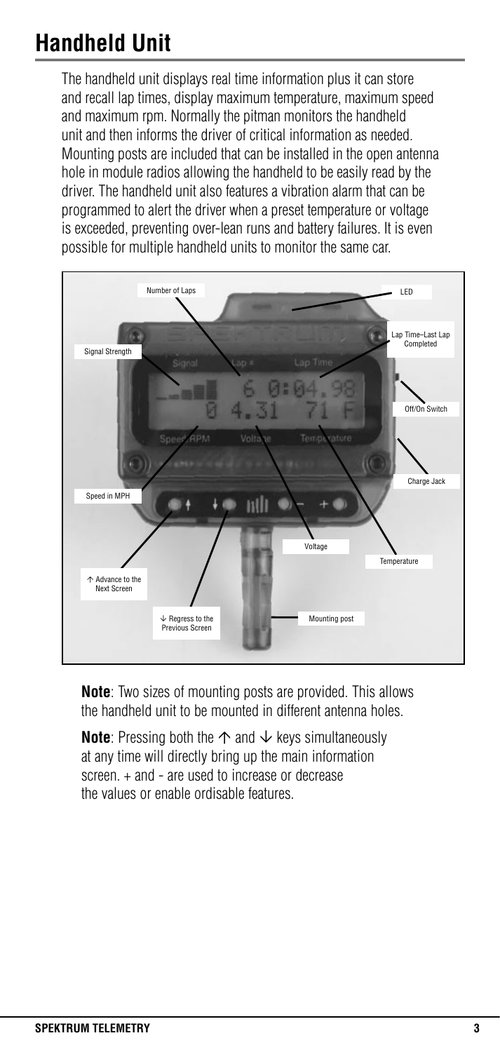# Handheld Unit

The handheld unit displays real time information plus it can store and recall lap times, display maximum temperature, maximum speed and maximum rpm. Normally the pitman monitors the handheld unit and then informs the driver of critical information as needed. Mounting posts are included that can be installed in the open antenna hole in module radios allowing the handheld to be easily read by the driver. The handheld unit also features a vibration alarm that can be programmed to alert the driver when a preset temperature or voltage is exceeded, preventing over-lean runs and battery failures. It is even possible for multiple handheld units to monitor the same car.

Number of Laps

LED

Lap Time–Last Lap Completed

Signal Strength

Off/On Switch

Charge Jack

Speed in MPH

Voltage

Temperature

↑ Advance to the Next Screen

↓ Regress to the Previous Screen

Mounting post

**Note**: Two sizes of mounting posts are provided. This allows the handheld unit to be mounted in different antenna holes.

**Note**: Pressing both the ↑ and ↓ keys simultaneously at any time will directly bring up the main information screen. + and - are used to increase or decrease the values or enable ordisable features.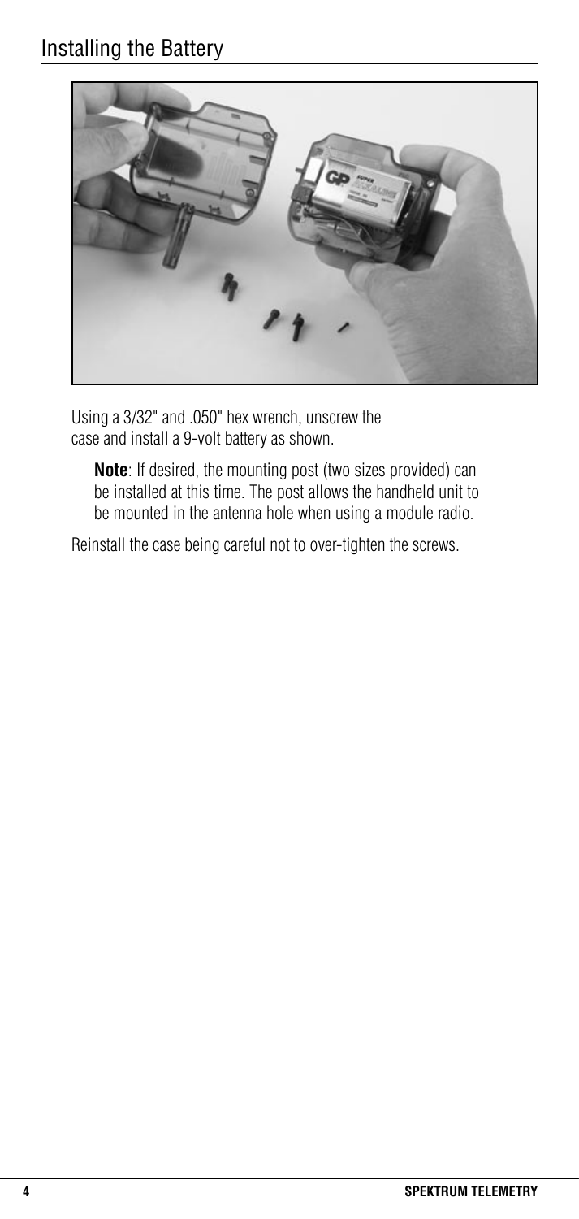## Installing the Battery

Using a 3/32" and .050" hex wrench, unscrew the case and install a 9-volt battery as shown.

**Note**: If desired, the mounting post (two sizes provided) can be installed at this time. The post allows the handheld unit to be mounted in the antenna hole when using a module radio.

Reinstall the case being careful not to over-tighten the screws.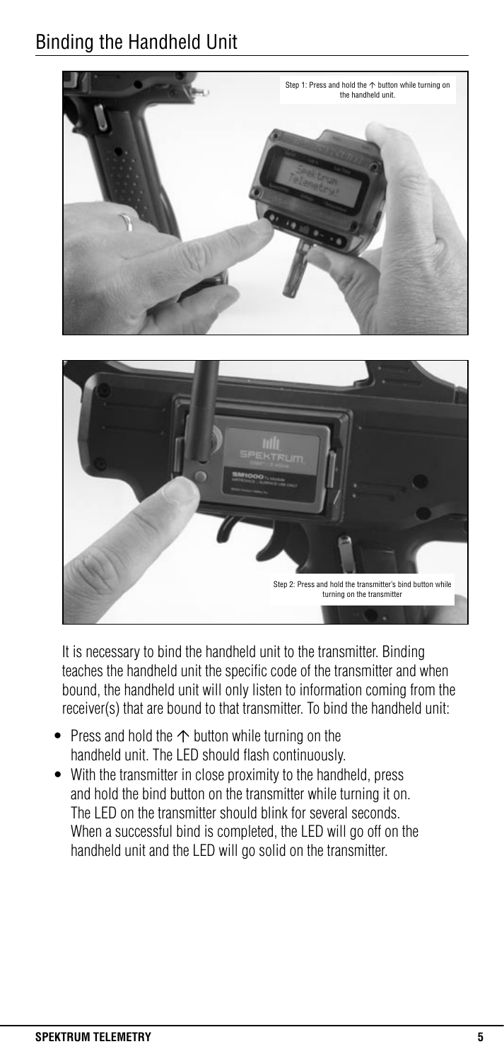## Binding the Handheld Unit

Step 1: Press and hold the ↑ button while turning on the handheld unit.

Step 2: Press and hold the transmitter's bind button while turning on the transmitter

It is necessary to bind the handheld unit to the transmitter. Binding teaches the handheld unit the specific code of the transmitter and when bound, the handheld unit will only listen to information coming from the receiver(s) that are bound to that transmitter. To bind the handheld unit:

- Press and hold the ↑ button while turning on the handheld unit. The LED should flash continuously.
- With the transmitter in close proximity to the handheld, press and hold the bind button on the transmitter while turning it on. The LED on the transmitter should blink for several seconds. When a successful bind is completed, the LED will go off on the handheld unit and the LED will go solid on the transmitter.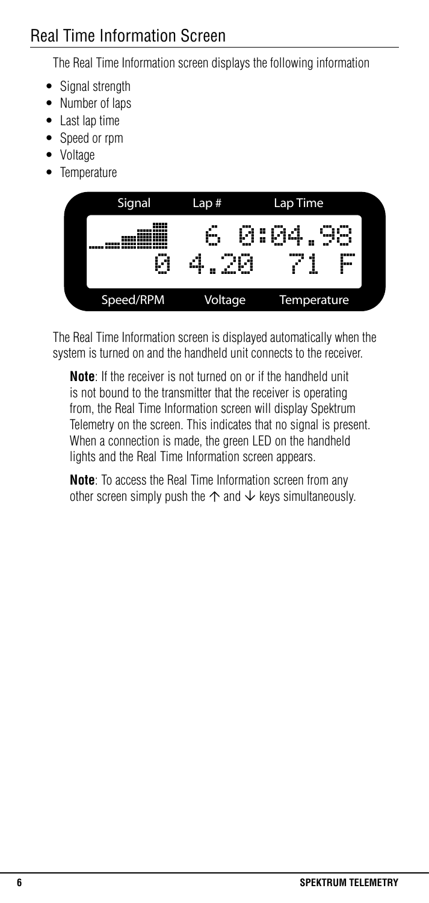## Real Time Information Screen

The Real Time Information screen displays the following information

- Signal strength
- Number of laps
- Last lap time
- Speed or rpm
- Voltage
- Temperature

Signal | Lap # | Lap Time

6 0:04.98

0 4.20 71 F

Speed/RPM | Voltage | Temperature

The Real Time Information screen is displayed automatically when the system is turned on and the handheld unit connects to the receiver.

**Note**: If the receiver is not turned on or if the handheld unit is not bound to the transmitter that the receiver is operating from, the Real Time Information screen will display Spektrum Telemetry on the screen. This indicates that no signal is present. When a connection is made, the green LED on the handheld lights and the Real Time Information screen appears.

**Note**: To access the Real Time Information screen from any other screen simply push the ↑ and ↓ keys simultaneously.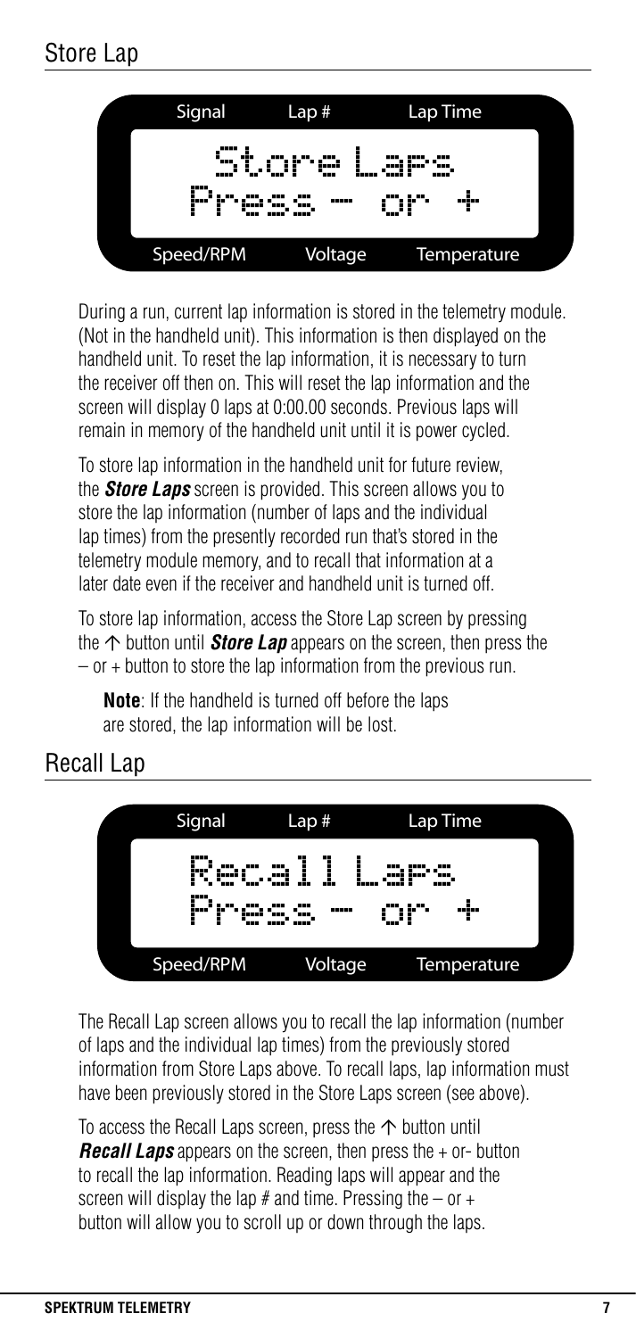## Store Lap

| Signal | Lap # | Lap Time |
|---|---|---|
| Store Laps | | |
| Press – or + | | |
| Speed/RPM | Voltage | Temperature |

During a run, current lap information is stored in the telemetry module. (Not in the handheld unit). This information is then displayed on the handheld unit. To reset the lap information, it is necessary to turn the receiver off then on. This will reset the lap information and the screen will display 0 laps at 0:00.00 seconds. Previous laps will remain in memory of the handheld unit until it is power cycled.

To store lap information in the handheld unit for future review, the ***Store Laps*** screen is provided. This screen allows you to store the lap information (number of laps and the individual lap times) from the presently recorded run that's stored in the telemetry module memory, and to recall that information at a later date even if the receiver and handheld unit is turned off.

To store lap information, access the Store Lap screen by pressing the ↑ button until ***Store Lap*** appears on the screen, then press the – or + button to store the lap information from the previous run.

**Note**: If the handheld is turned off before the laps are stored, the lap information will be lost.

## Recall Lap

| Signal | Lap # | Lap Time |
|---|---|---|
| Recall Laps | | |
| Press – or + | | |
| Speed/RPM | Voltage | Temperature |

The Recall Lap screen allows you to recall the lap information (number of laps and the individual lap times) from the previously stored information from Store Laps above. To recall laps, lap information must have been previously stored in the Store Laps screen (see above).

To access the Recall Laps screen, press the ↑ button until ***Recall Laps*** appears on the screen, then press the + or- button to recall the lap information. Reading laps will appear and the screen will display the lap # and time. Pressing the – or + button will allow you to scroll up or down through the laps.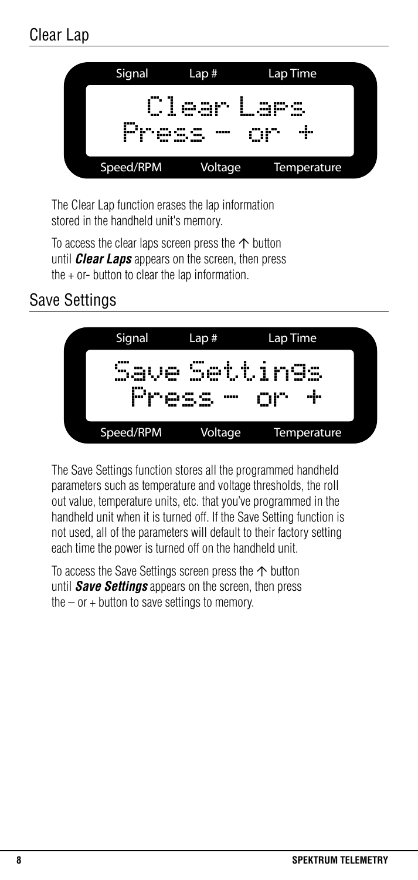## Clear Lap

Signal | Lap # | Lap Time

Clear Laps
Press – or +

Speed/RPM | Voltage | Temperature

The Clear Lap function erases the lap information stored in the handheld unit's memory.

To access the clear laps screen press the ↑ button until ***Clear Laps*** appears on the screen, then press the + or- button to clear the lap information.

## Save Settings

Signal | Lap # | Lap Time

Save Settings
Press – or +

Speed/RPM | Voltage | Temperature

The Save Settings function stores all the programmed handheld parameters such as temperature and voltage thresholds, the roll out value, temperature units, etc. that you've programmed in the handheld unit when it is turned off. If the Save Setting function is not used, all of the parameters will default to their factory setting each time the power is turned off on the handheld unit.

To access the Save Settings screen press the ↑ button until ***Save Settings*** appears on the screen, then press the – or + button to save settings to memory.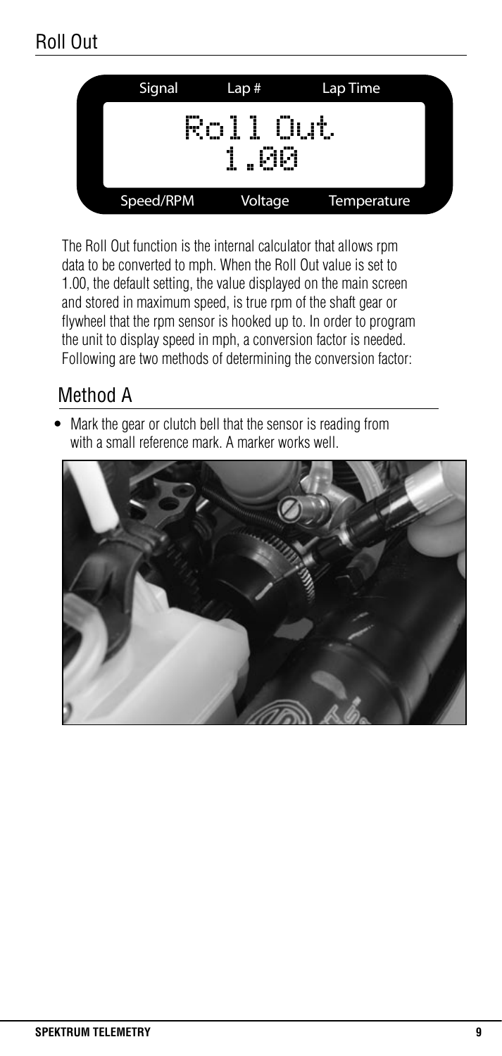## Roll Out

| Signal | Lap # | Lap Time |
|---|---|---|
| | Roll Out | |
| | 1.00 | |
| Speed/RPM | Voltage | Temperature |

The Roll Out function is the internal calculator that allows rpm data to be converted to mph. When the Roll Out value is set to 1.00, the default setting, the value displayed on the main screen and stored in maximum speed, is true rpm of the shaft gear or flywheel that the rpm sensor is hooked up to. In order to program the unit to display speed in mph, a conversion factor is needed. Following are two methods of determining the conversion factor:

### Method A

- Mark the gear or clutch bell that the sensor is reading from with a small reference mark. A marker works well.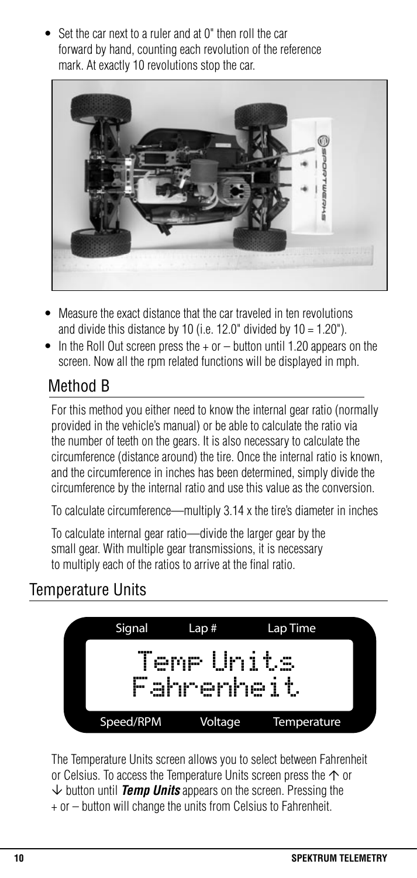- Set the car next to a ruler and at 0" then roll the car forward by hand, counting each revolution of the reference mark. At exactly 10 revolutions stop the car.

- Measure the exact distance that the car traveled in ten revolutions and divide this distance by 10 (i.e. 12.0" divided by 10 = 1.20").
- In the Roll Out screen press the + or – button until 1.20 appears on the screen. Now all the rpm related functions will be displayed in mph.

## Method B

For this method you either need to know the internal gear ratio (normally provided in the vehicle's manual) or be able to calculate the ratio via the number of teeth on the gears. It is also necessary to calculate the circumference (distance around) the tire. Once the internal ratio is known, and the circumference in inches has been determined, simply divide the circumference by the internal ratio and use this value as the conversion.

To calculate circumference—multiply 3.14 x the tire's diameter in inches

To calculate internal gear ratio—divide the larger gear by the small gear. With multiple gear transmissions, it is necessary to multiply each of the ratios to arrive at the final ratio.

## Temperature Units

| Signal | Lap # | Lap Time |
|---|---|---|
| | Temp Units<br>Fahrenheit | |
| Speed/RPM | Voltage | Temperature |

The Temperature Units screen allows you to select between Fahrenheit or Celsius. To access the Temperature Units screen press the ↑ or ↓ button until ***Temp Units*** appears on the screen. Pressing the + or – button will change the units from Celsius to Fahrenheit.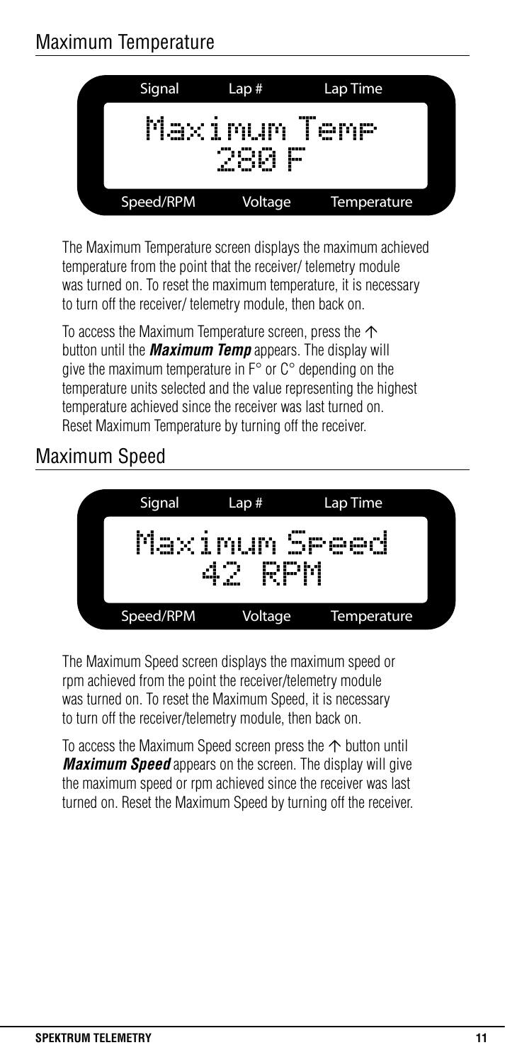## Maximum Temperature

Signal | Lap # | Lap Time

Maximum Temp
280 F

Speed/RPM | Voltage | Temperature

The Maximum Temperature screen displays the maximum achieved temperature from the point that the receiver/ telemetry module was turned on. To reset the maximum temperature, it is necessary to turn off the receiver/ telemetry module, then back on.

To access the Maximum Temperature screen, press the ↑ button until the ***Maximum Temp*** appears. The display will give the maximum temperature in F° or C° depending on the temperature units selected and the value representing the highest temperature achieved since the receiver was last turned on. Reset Maximum Temperature by turning off the receiver.

## Maximum Speed

Signal | Lap # | Lap Time

Maximum Speed
42 RPM

Speed/RPM | Voltage | Temperature

The Maximum Speed screen displays the maximum speed or rpm achieved from the point the receiver/telemetry module was turned on. To reset the Maximum Speed, it is necessary to turn off the receiver/telemetry module, then back on.

To access the Maximum Speed screen press the ↑ button until ***Maximum Speed*** appears on the screen. The display will give the maximum speed or rpm achieved since the receiver was last turned on. Reset the Maximum Speed by turning off the receiver.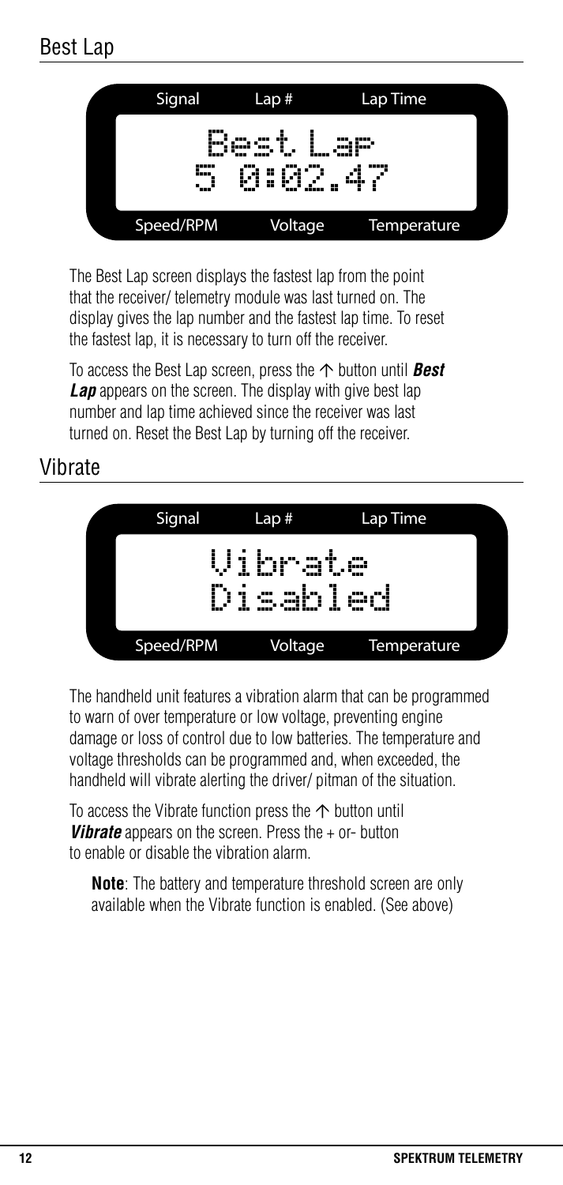## Best Lap

Signal Lap # Lap Time

Best Lap
5 0:02.47

Speed/RPM Voltage Temperature

The Best Lap screen displays the fastest lap from the point that the receiver/ telemetry module was last turned on. The display gives the lap number and the fastest lap time. To reset the fastest lap, it is necessary to turn off the receiver.

To access the Best Lap screen, press the ↑ button until ***Best Lap*** appears on the screen. The display with give best lap number and lap time achieved since the receiver was last turned on. Reset the Best Lap by turning off the receiver.

## Vibrate

Signal Lap # Lap Time

Vibrate
Disabled

Speed/RPM Voltage Temperature

The handheld unit features a vibration alarm that can be programmed to warn of over temperature or low voltage, preventing engine damage or loss of control due to low batteries. The temperature and voltage thresholds can be programmed and, when exceeded, the handheld will vibrate alerting the driver/ pitman of the situation.

To access the Vibrate function press the ↑ button until ***Vibrate*** appears on the screen. Press the + or- button to enable or disable the vibration alarm.

**Note**: The battery and temperature threshold screen are only available when the Vibrate function is enabled. (See above)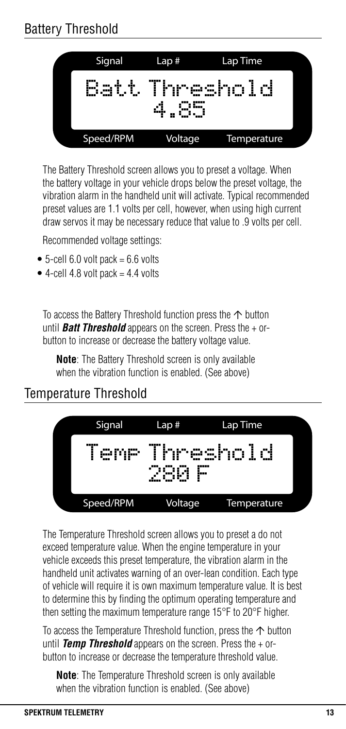## Battery Threshold

Signal | Lap # | Lap Time

Batt Threshold
4.85

Speed/RPM | Voltage | Temperature

The Battery Threshold screen allows you to preset a voltage. When the battery voltage in your vehicle drops below the preset voltage, the vibration alarm in the handheld unit will activate. Typical recommended preset values are 1.1 volts per cell, however, when using high current draw servos it may be necessary reduce that value to .9 volts per cell.

Recommended voltage settings:

- 5-cell 6.0 volt pack = 6.6 volts
- 4-cell 4.8 volt pack = 4.4 volts

To access the Battery Threshold function press the ↑ button until ***Batt Threshold*** appears on the screen. Press the + or- button to increase or decrease the battery voltage value.

**Note**: The Battery Threshold screen is only available when the vibration function is enabled. (See above)

## Temperature Threshold

Signal | Lap # | Lap Time

Temp Threshold
280 F

Speed/RPM | Voltage | Temperature

The Temperature Threshold screen allows you to preset a do not exceed temperature value. When the engine temperature in your vehicle exceeds this preset temperature, the vibration alarm in the handheld unit activates warning of an over-lean condition. Each type of vehicle will require it is own maximum temperature value. It is best to determine this by finding the optimum operating temperature and then setting the maximum temperature range 15°F to 20°F higher.

To access the Temperature Threshold function, press the ↑ button until ***Temp Threshold*** appears on the screen. Press the + or- button to increase or decrease the temperature threshold value.

**Note**: The Temperature Threshold screen is only available when the vibration function is enabled. (See above)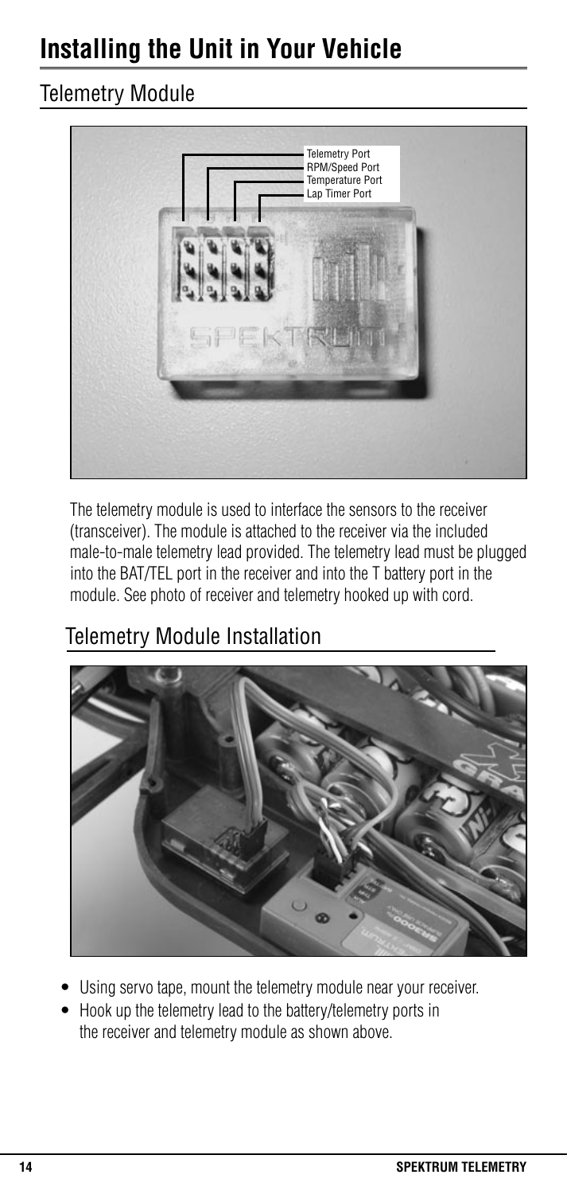# Installing the Unit in Your Vehicle

## Telemetry Module

The telemetry module is used to interface the sensors to the receiver (transceiver). The module is attached to the receiver via the included male-to-male telemetry lead provided. The telemetry lead must be plugged into the BAT/TEL port in the receiver and into the T battery port in the module. See photo of receiver and telemetry hooked up with cord.

## Telemetry Module Installation

- Using servo tape, mount the telemetry module near your receiver.
- Hook up the telemetry lead to the battery/telemetry ports in the receiver and telemetry module as shown above.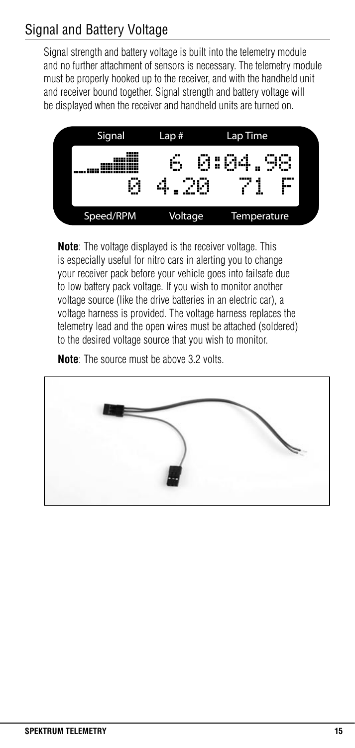## Signal and Battery Voltage

Signal strength and battery voltage is built into the telemetry module and no further attachment of sensors is necessary. The telemetry module must be properly hooked up to the receiver, and with the handheld unit and receiver bound together. Signal strength and battery voltage will be displayed when the receiver and handheld units are turned on.

**Note**: The voltage displayed is the receiver voltage. This is especially useful for nitro cars in alerting you to change your receiver pack before your vehicle goes into failsafe due to low battery pack voltage. If you wish to monitor another voltage source (like the drive batteries in an electric car), a voltage harness is provided. The voltage harness replaces the telemetry lead and the open wires must be attached (soldered) to the desired voltage source that you wish to monitor.

**Note**: The source must be above 3.2 volts.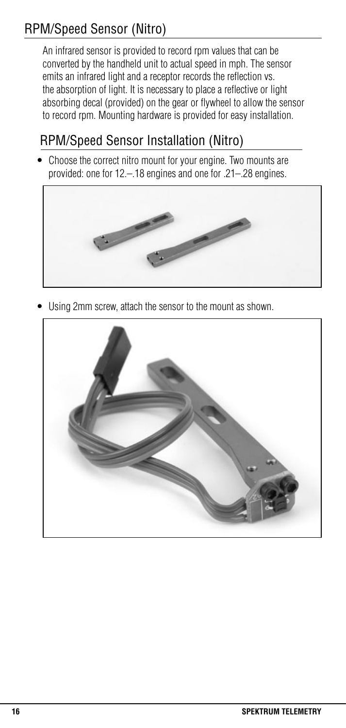## RPM/Speed Sensor (Nitro)

An infrared sensor is provided to record rpm values that can be converted by the handheld unit to actual speed in mph. The sensor emits an infrared light and a receptor records the reflection vs. the absorption of light. It is necessary to place a reflective or light absorbing decal (provided) on the gear or flywheel to allow the sensor to record rpm. Mounting hardware is provided for easy installation.

### RPM/Speed Sensor Installation (Nitro)

- Choose the correct nitro mount for your engine. Two mounts are provided: one for 12.–.18 engines and one for .21–.28 engines.

- Using 2mm screw, attach the sensor to the mount as shown.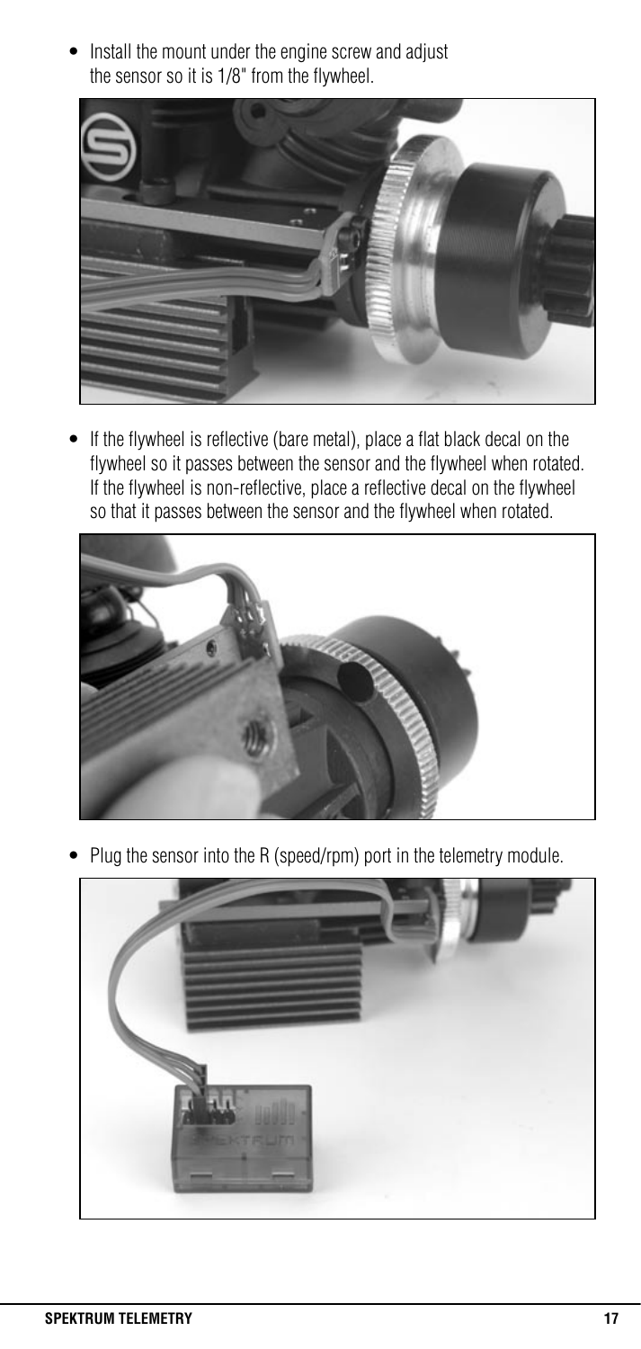- Install the mount under the engine screw and adjust the sensor so it is 1/8" from the flywheel.

- If the flywheel is reflective (bare metal), place a flat black decal on the flywheel so it passes between the sensor and the flywheel when rotated. If the flywheel is non-reflective, place a reflective decal on the flywheel so that it passes between the sensor and the flywheel when rotated.

- Plug the sensor into the R (speed/rpm) port in the telemetry module.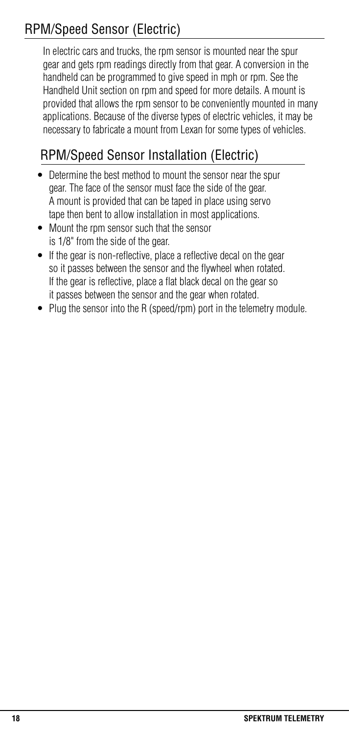## RPM/Speed Sensor (Electric)

In electric cars and trucks, the rpm sensor is mounted near the spur gear and gets rpm readings directly from that gear. A conversion in the handheld can be programmed to give speed in mph or rpm. See the Handheld Unit section on rpm and speed for more details. A mount is provided that allows the rpm sensor to be conveniently mounted in many applications. Because of the diverse types of electric vehicles, it may be necessary to fabricate a mount from Lexan for some types of vehicles.

## RPM/Speed Sensor Installation (Electric)

- Determine the best method to mount the sensor near the spur gear. The face of the sensor must face the side of the gear. A mount is provided that can be taped in place using servo tape then bent to allow installation in most applications.
- Mount the rpm sensor such that the sensor is 1/8" from the side of the gear.
- If the gear is non-reflective, place a reflective decal on the gear so it passes between the sensor and the flywheel when rotated. If the gear is reflective, place a flat black decal on the gear so it passes between the sensor and the gear when rotated.
- Plug the sensor into the R (speed/rpm) port in the telemetry module.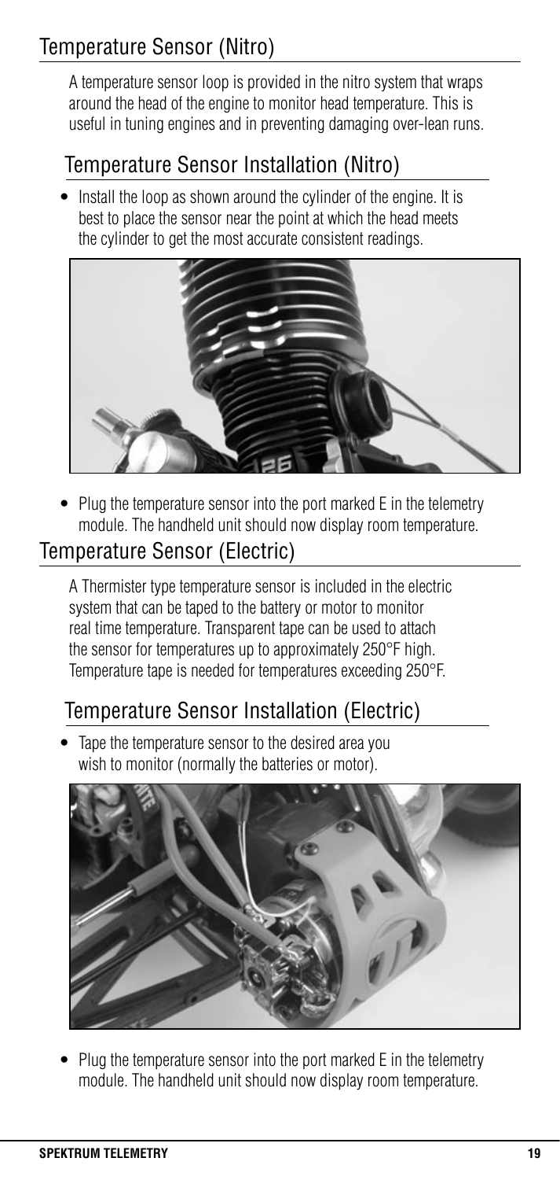## Temperature Sensor (Nitro)

A temperature sensor loop is provided in the nitro system that wraps around the head of the engine to monitor head temperature. This is useful in tuning engines and in preventing damaging over-lean runs.

### Temperature Sensor Installation (Nitro)

- Install the loop as shown around the cylinder of the engine. It is best to place the sensor near the point at which the head meets the cylinder to get the most accurate consistent readings.

- Plug the temperature sensor into the port marked E in the telemetry module. The handheld unit should now display room temperature.

## Temperature Sensor (Electric)

A Thermister type temperature sensor is included in the electric system that can be taped to the battery or motor to monitor real time temperature. Transparent tape can be used to attach the sensor for temperatures up to approximately 250°F high. Temperature tape is needed for temperatures exceeding 250°F.

### Temperature Sensor Installation (Electric)

- Tape the temperature sensor to the desired area you wish to monitor (normally the batteries or motor).

- Plug the temperature sensor into the port marked E in the telemetry module. The handheld unit should now display room temperature.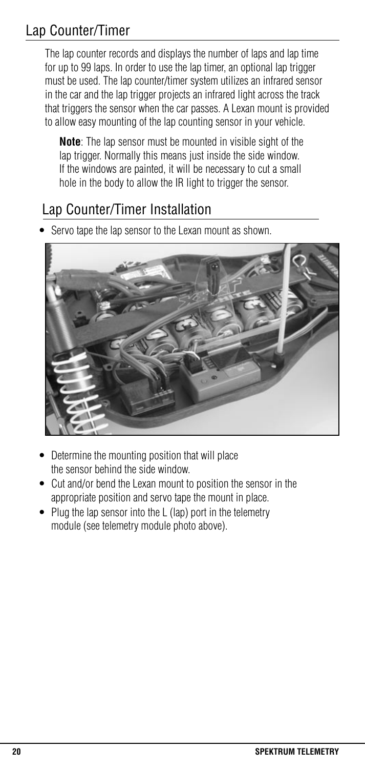## Lap Counter/Timer

The lap counter records and displays the number of laps and lap time for up to 99 laps. In order to use the lap timer, an optional lap trigger must be used. The lap counter/timer system utilizes an infrared sensor in the car and the lap trigger projects an infrared light across the track that triggers the sensor when the car passes. A Lexan mount is provided to allow easy mounting of the lap counting sensor in your vehicle.

**Note**: The lap sensor must be mounted in visible sight of the lap trigger. Normally this means just inside the side window. If the windows are painted, it will be necessary to cut a small hole in the body to allow the IR light to trigger the sensor.

## Lap Counter/Timer Installation

- Servo tape the lap sensor to the Lexan mount as shown.

- Determine the mounting position that will place the sensor behind the side window.
- Cut and/or bend the Lexan mount to position the sensor in the appropriate position and servo tape the mount in place.
- Plug the lap sensor into the L (lap) port in the telemetry module (see telemetry module photo above).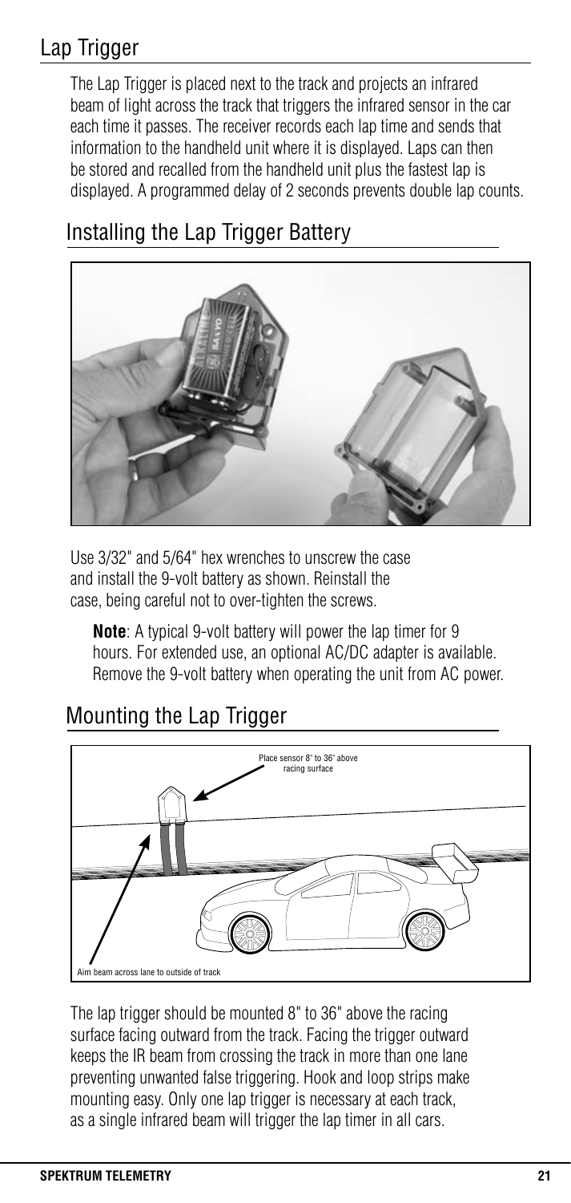## Lap Trigger

The Lap Trigger is placed next to the track and projects an infrared beam of light across the track that triggers the infrared sensor in the car each time it passes. The receiver records each lap time and sends that information to the handheld unit where it is displayed. Laps can then be stored and recalled from the handheld unit plus the fastest lap is displayed. A programmed delay of 2 seconds prevents double lap counts.

## Installing the Lap Trigger Battery

Use 3/32" and 5/64" hex wrenches to unscrew the case and install the 9-volt battery as shown. Reinstall the case, being careful not to over-tighten the screws.

**Note**: A typical 9-volt battery will power the lap timer for 9 hours. For extended use, an optional AC/DC adapter is available. Remove the 9-volt battery when operating the unit from AC power.

## Mounting the Lap Trigger

Place sensor 8" to 36" above racing surface

Aim beam across lane to outside of track

The lap trigger should be mounted 8" to 36" above the racing surface facing outward from the track. Facing the trigger outward keeps the IR beam from crossing the track in more than one lane preventing unwanted false triggering. Hook and loop strips make mounting easy. Only one lap trigger is necessary at each track, as a single infrared beam will trigger the lap timer in all cars.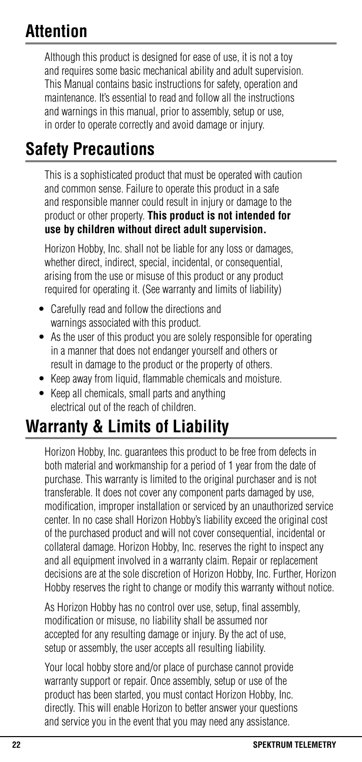# Attention

Although this product is designed for ease of use, it is not a toy and requires some basic mechanical ability and adult supervision. This Manual contains basic instructions for safety, operation and maintenance. It's essential to read and follow all the instructions and warnings in this manual, prior to assembly, setup or use, in order to operate correctly and avoid damage or injury.

# Safety Precautions

This is a sophisticated product that must be operated with caution and common sense. Failure to operate this product in a safe and responsible manner could result in injury or damage to the product or other property. **This product is not intended for use by children without direct adult supervision.**

Horizon Hobby, Inc. shall not be liable for any loss or damages, whether direct, indirect, special, incidental, or consequential, arising from the use or misuse of this product or any product required for operating it. (See warranty and limits of liability)

- Carefully read and follow the directions and warnings associated with this product.
- As the user of this product you are solely responsible for operating in a manner that does not endanger yourself and others or result in damage to the product or the property of others.
- Keep away from liquid, flammable chemicals and moisture.
- Keep all chemicals, small parts and anything electrical out of the reach of children.

# Warranty & Limits of Liability

Horizon Hobby, Inc. guarantees this product to be free from defects in both material and workmanship for a period of 1 year from the date of purchase. This warranty is limited to the original purchaser and is not transferable. It does not cover any component parts damaged by use, modification, improper installation or serviced by an unauthorized service center. In no case shall Horizon Hobby's liability exceed the original cost of the purchased product and will not cover consequential, incidental or collateral damage. Horizon Hobby, Inc. reserves the right to inspect any and all equipment involved in a warranty claim. Repair or replacement decisions are at the sole discretion of Horizon Hobby, Inc. Further, Horizon Hobby reserves the right to change or modify this warranty without notice.

As Horizon Hobby has no control over use, setup, final assembly, modification or misuse, no liability shall be assumed nor accepted for any resulting damage or injury. By the act of use, setup or assembly, the user accepts all resulting liability.

Your local hobby store and/or place of purchase cannot provide warranty support or repair. Once assembly, setup or use of the product has been started, you must contact Horizon Hobby, Inc. directly. This will enable Horizon to better answer your questions and service you in the event that you may need any assistance.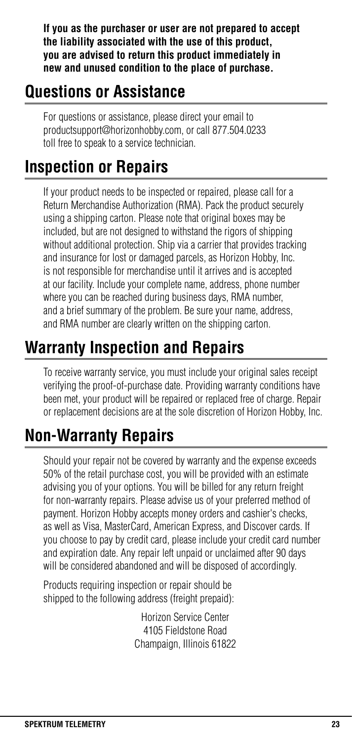**If you as the purchaser or user are not prepared to accept the liability associated with the use of this product, you are advised to return this product immediately in new and unused condition to the place of purchase.**

## Questions or Assistance

For questions or assistance, please direct your email to productsupport@horizonhobby.com, or call 877.504.0233 toll free to speak to a service technician.

## Inspection or Repairs

If your product needs to be inspected or repaired, please call for a Return Merchandise Authorization (RMA). Pack the product securely using a shipping carton. Please note that original boxes may be included, but are not designed to withstand the rigors of shipping without additional protection. Ship via a carrier that provides tracking and insurance for lost or damaged parcels, as Horizon Hobby, Inc. is not responsible for merchandise until it arrives and is accepted at our facility. Include your complete name, address, phone number where you can be reached during business days, RMA number, and a brief summary of the problem. Be sure your name, address, and RMA number are clearly written on the shipping carton.

## Warranty Inspection and Repairs

To receive warranty service, you must include your original sales receipt verifying the proof-of-purchase date. Providing warranty conditions have been met, your product will be repaired or replaced free of charge. Repair or replacement decisions are at the sole discretion of Horizon Hobby, Inc.

## Non-Warranty Repairs

Should your repair not be covered by warranty and the expense exceeds 50% of the retail purchase cost, you will be provided with an estimate advising you of your options. You will be billed for any return freight for non-warranty repairs. Please advise us of your preferred method of payment. Horizon Hobby accepts money orders and cashier's checks, as well as Visa, MasterCard, American Express, and Discover cards. If you choose to pay by credit card, please include your credit card number and expiration date. Any repair left unpaid or unclaimed after 90 days will be considered abandoned and will be disposed of accordingly.

Products requiring inspection or repair should be shipped to the following address (freight prepaid):

Horizon Service Center
4105 Fieldstone Road
Champaign, Illinois 61822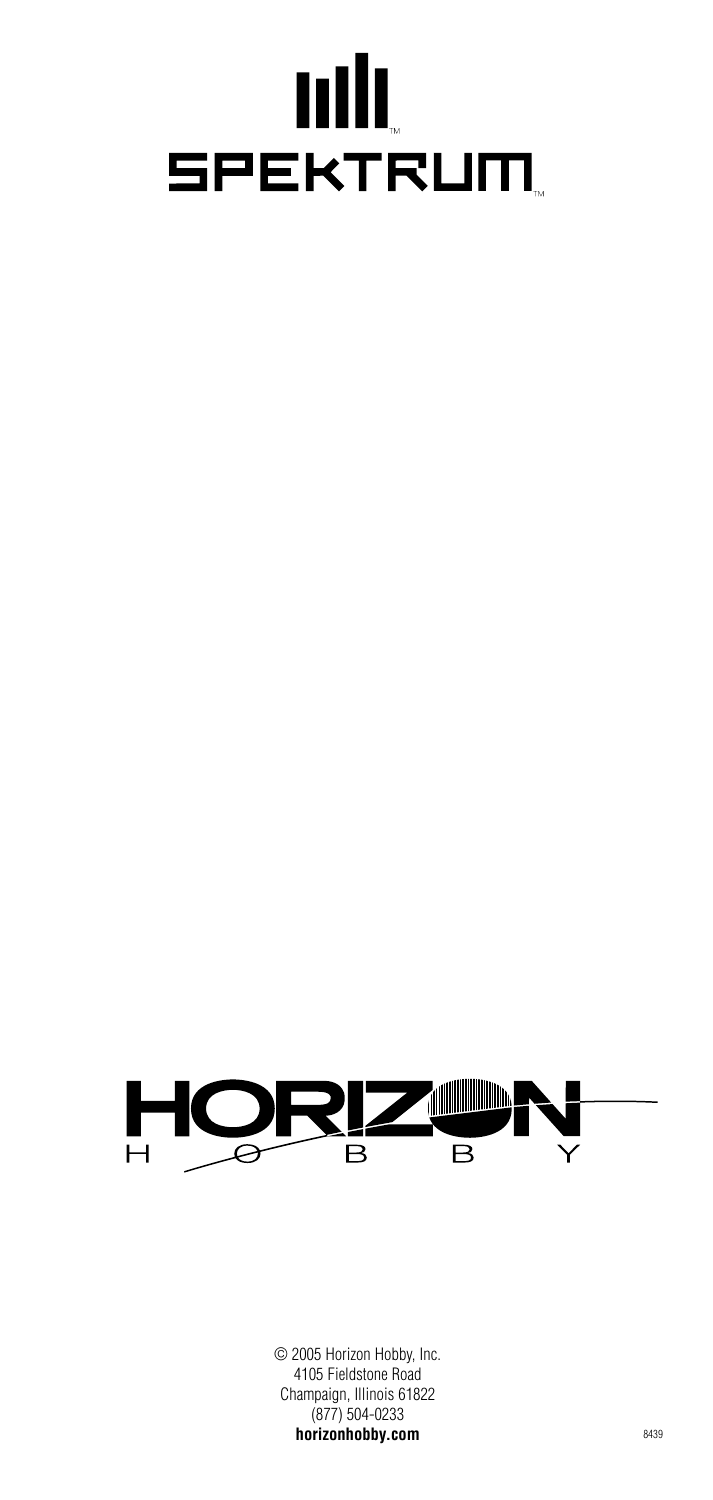SPEKTRUM™

HORIZON HOBBY

© 2005 Horizon Hobby, Inc.
4105 Fieldstone Road
Champaign, Illinois 61822
(877) 504-0233
**horizonhobby.com**

8439